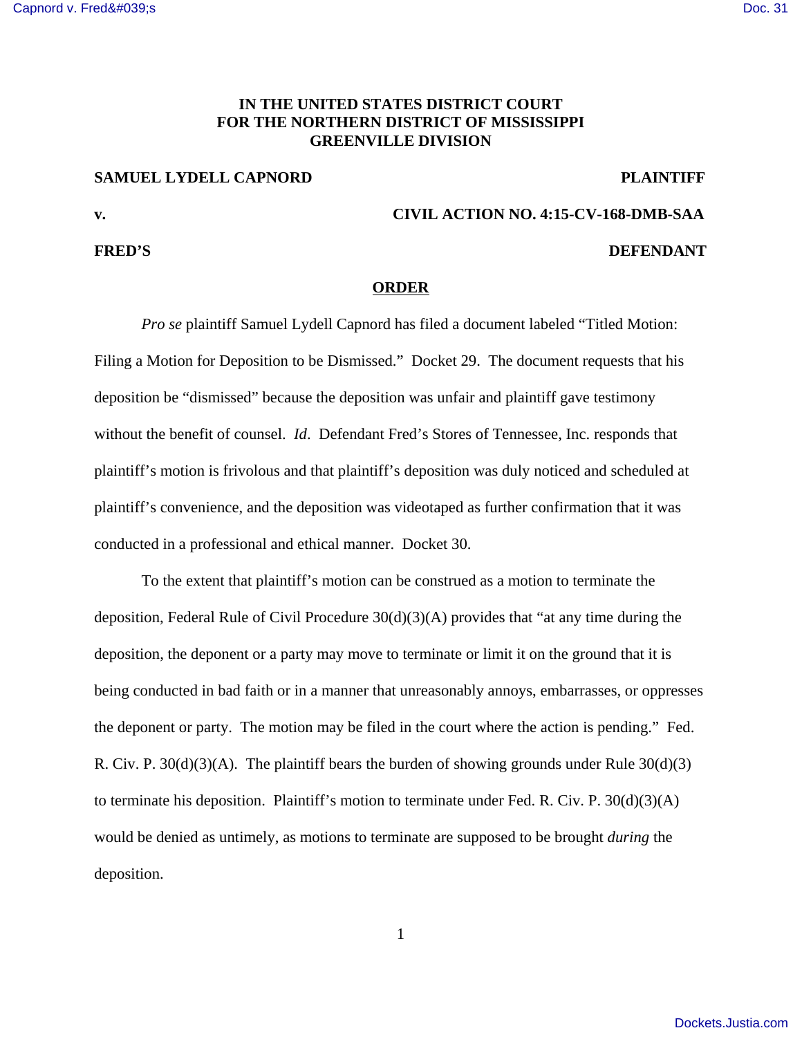**IN THE UNITED STATES DISTRICT COURT**
**FOR THE NORTHERN DISTRICT OF MISSISSIPPI**
**GREENVILLE DIVISION**

**SAMUEL LYDELL CAPNORD** **PLAINTIFF**

**v.** **CIVIL ACTION NO. 4:15-CV-168-DMB-SAA**

**FRED'S** **DEFENDANT**

## ORDER

*Pro se* plaintiff Samuel Lydell Capnord has filed a document labeled "Titled Motion: Filing a Motion for Deposition to be Dismissed." Docket 29. The document requests that his deposition be "dismissed" because the deposition was unfair and plaintiff gave testimony without the benefit of counsel. *Id*. Defendant Fred's Stores of Tennessee, Inc. responds that plaintiff's motion is frivolous and that plaintiff's deposition was duly noticed and scheduled at plaintiff's convenience, and the deposition was videotaped as further confirmation that it was conducted in a professional and ethical manner. Docket 30.

To the extent that plaintiff's motion can be construed as a motion to terminate the deposition, Federal Rule of Civil Procedure 30(d)(3)(A) provides that "at any time during the deposition, the deponent or a party may move to terminate or limit it on the ground that it is being conducted in bad faith or in a manner that unreasonably annoys, embarrasses, or oppresses the deponent or party. The motion may be filed in the court where the action is pending." Fed. R. Civ. P. 30(d)(3)(A). The plaintiff bears the burden of showing grounds under Rule 30(d)(3) to terminate his deposition. Plaintiff's motion to terminate under Fed. R. Civ. P. 30(d)(3)(A) would be denied as untimely, as motions to terminate are supposed to be brought *during* the deposition.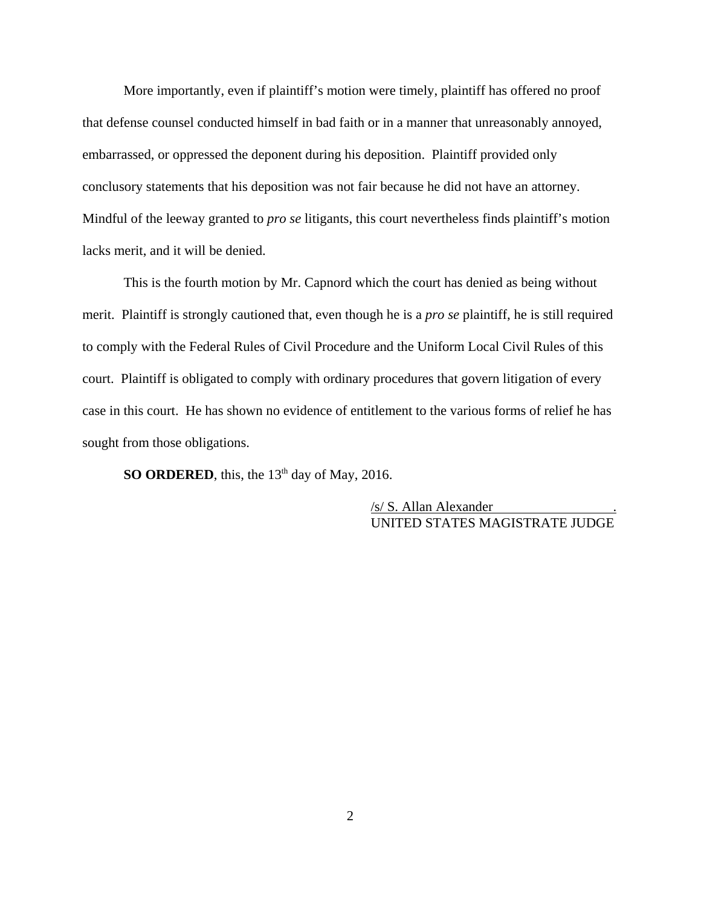More importantly, even if plaintiff's motion were timely, plaintiff has offered no proof that defense counsel conducted himself in bad faith or in a manner that unreasonably annoyed, embarrassed, or oppressed the deponent during his deposition. Plaintiff provided only conclusory statements that his deposition was not fair because he did not have an attorney. Mindful of the leeway granted to *pro se* litigants, this court nevertheless finds plaintiff's motion lacks merit, and it will be denied.

This is the fourth motion by Mr. Capnord which the court has denied as being without merit. Plaintiff is strongly cautioned that, even though he is a *pro se* plaintiff, he is still required to comply with the Federal Rules of Civil Procedure and the Uniform Local Civil Rules of this court. Plaintiff is obligated to comply with ordinary procedures that govern litigation of every case in this court. He has shown no evidence of entitlement to the various forms of relief he has sought from those obligations.

**SO ORDERED**, this, the 13th day of May, 2016.

/s/ S. Allan Alexander .
UNITED STATES MAGISTRATE JUDGE